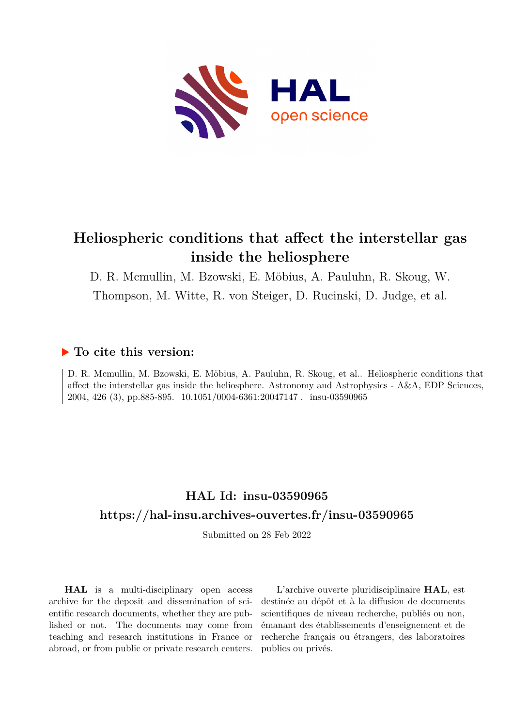# Heliospheric conditions that affect the interstellar gas inside the heliosphere

D. R. Mcmullin, M. Bzowski, E. Möbius, A. Pauluhn, R. Skoug, W. Thompson, M. Witte, R. von Steiger, D. Rucinski, D. Judge, et al.

## ▶ To cite this version:

D. R. Mcmullin, M. Bzowski, E. Möbius, A. Pauluhn, R. Skoug, et al.. Heliospheric conditions that affect the interstellar gas inside the heliosphere. Astronomy and Astrophysics - A&A, EDP Sciences, 2004, 426 (3), pp.885-895. 10.1051/0004-6361:20047147 . insu-03590965

## HAL Id: insu-03590965

## https://hal-insu.archives-ouvertes.fr/insu-03590965

Submitted on 28 Feb 2022

**HAL** is a multi-disciplinary open access archive for the deposit and dissemination of scientific research documents, whether they are published or not. The documents may come from teaching and research institutions in France or abroad, or from public or private research centers.

L'archive ouverte pluridisciplinaire **HAL**, est destinée au dépôt et à la diffusion de documents scientifiques de niveau recherche, publiés ou non, émanant des établissements d'enseignement et de recherche français ou étrangers, des laboratoires publics ou privés.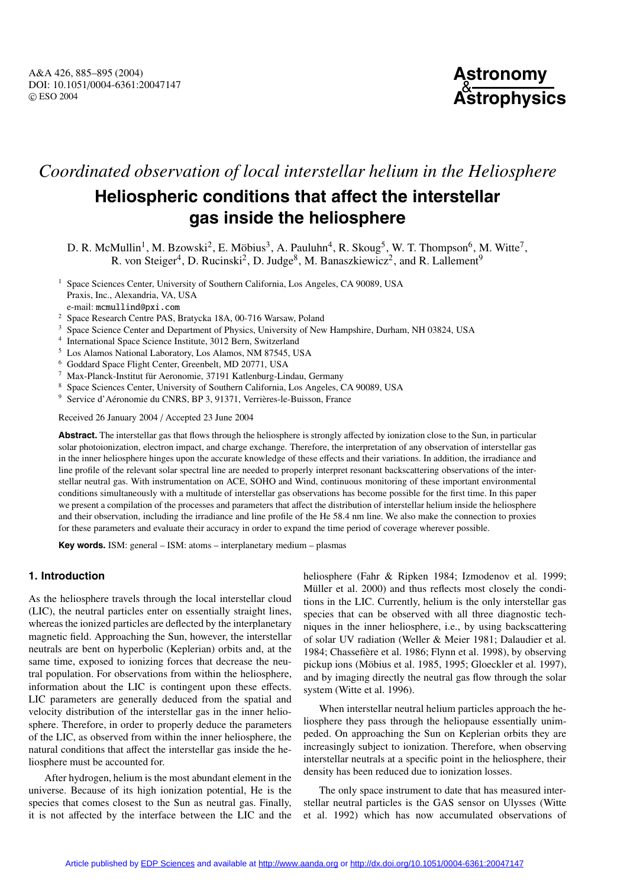*Coordinated observation of local interstellar helium in the Heliosphere*

# Heliospheric conditions that affect the interstellar gas inside the heliosphere

D. R. McMullin[1], M. Bzowski[2], E. Möbius[3], A. Pauluhn[4], R. Skoug[5], W. T. Thompson[6], M. Witte[7], R. von Steiger[4], D. Rucinski[2], D. Judge[8], M. Banaszkiewicz[2], and R. Lallement[9]

[1] Space Sciences Center, University of Southern California, Los Angeles, CA 90089, USA
Praxis, Inc., Alexandria, VA, USA
e-mail: mcmullind@pxi.com

[2] Space Research Centre PAS, Bratycka 18A, 00-716 Warsaw, Poland

[3] Space Science Center and Department of Physics, University of New Hampshire, Durham, NH 03824, USA

[4] International Space Science Institute, 3012 Bern, Switzerland

[5] Los Alamos National Laboratory, Los Alamos, NM 87545, USA

[6] Goddard Space Flight Center, Greenbelt, MD 20771, USA

[7] Max-Planck-Institut für Aeronomie, 37191 Katlenburg-Lindau, Germany

[8] Space Sciences Center, University of Southern California, Los Angeles, CA 90089, USA

[9] Service d'Aéronomie du CNRS, BP 3, 91371, Verrières-le-Buisson, France

Received 26 January 2004 / Accepted 23 June 2004

**Abstract.** The interstellar gas that flows through the heliosphere is strongly affected by ionization close to the Sun, in particular solar photoionization, electron impact, and charge exchange. Therefore, the interpretation of any observation of interstellar gas in the inner heliosphere hinges upon the accurate knowledge of these effects and their variations. In addition, the irradiance and line profile of the relevant solar spectral line are needed to properly interpret resonant backscattering observations of the interstellar neutral gas. With instrumentation on ACE, SOHO and Wind, continuous monitoring of these important environmental conditions simultaneously with a multitude of interstellar gas observations has become possible for the first time. In this paper we present a compilation of the processes and parameters that affect the distribution of interstellar helium inside the heliosphere and their observation, including the irradiance and line profile of the He 58.4 nm line. We also make the connection to proxies for these parameters and evaluate their accuracy in order to expand the time period of coverage wherever possible.

**Key words.** ISM: general – ISM: atoms – interplanetary medium – plasmas

## 1. Introduction

As the heliosphere travels through the local interstellar cloud (LIC), the neutral particles enter on essentially straight lines, whereas the ionized particles are deflected by the interplanetary magnetic field. Approaching the Sun, however, the interstellar neutrals are bent on hyperbolic (Keplerian) orbits and, at the same time, exposed to ionizing forces that decrease the neutral population. For observations from within the heliosphere, information about the LIC is contingent upon these effects. LIC parameters are generally deduced from the spatial and velocity distribution of the interstellar gas in the inner heliosphere. Therefore, in order to properly deduce the parameters of the LIC, as observed from within the inner heliosphere, the natural conditions that affect the interstellar gas inside the heliosphere must be accounted for.

After hydrogen, helium is the most abundant element in the universe. Because of its high ionization potential, He is the species that comes closest to the Sun as neutral gas. Finally, it is not affected by the interface between the LIC and the heliosphere (Fahr & Ripken 1984; Izmodenov et al. 1999; Müller et al. 2000) and thus reflects most closely the conditions in the LIC. Currently, helium is the only interstellar gas species that can be observed with all three diagnostic techniques in the inner heliosphere, i.e., by using backscattering of solar UV radiation (Weller & Meier 1981; Dalaudier et al. 1984; Chassefière et al. 1986; Flynn et al. 1998), by observing pickup ions (Möbius et al. 1985, 1995; Gloeckler et al. 1997), and by imaging directly the neutral gas flow through the solar system (Witte et al. 1996).

When interstellar neutral helium particles approach the heliosphere they pass through the heliopause essentially unimpeded. On approaching the Sun on Keplerian orbits they are increasingly subject to ionization. Therefore, when observing interstellar neutrals at a specific point in the heliosphere, their density has been reduced due to ionization losses.

The only space instrument to date that has measured interstellar neutral particles is the GAS sensor on Ulysses (Witte et al. 1992) which has now accumulated observations of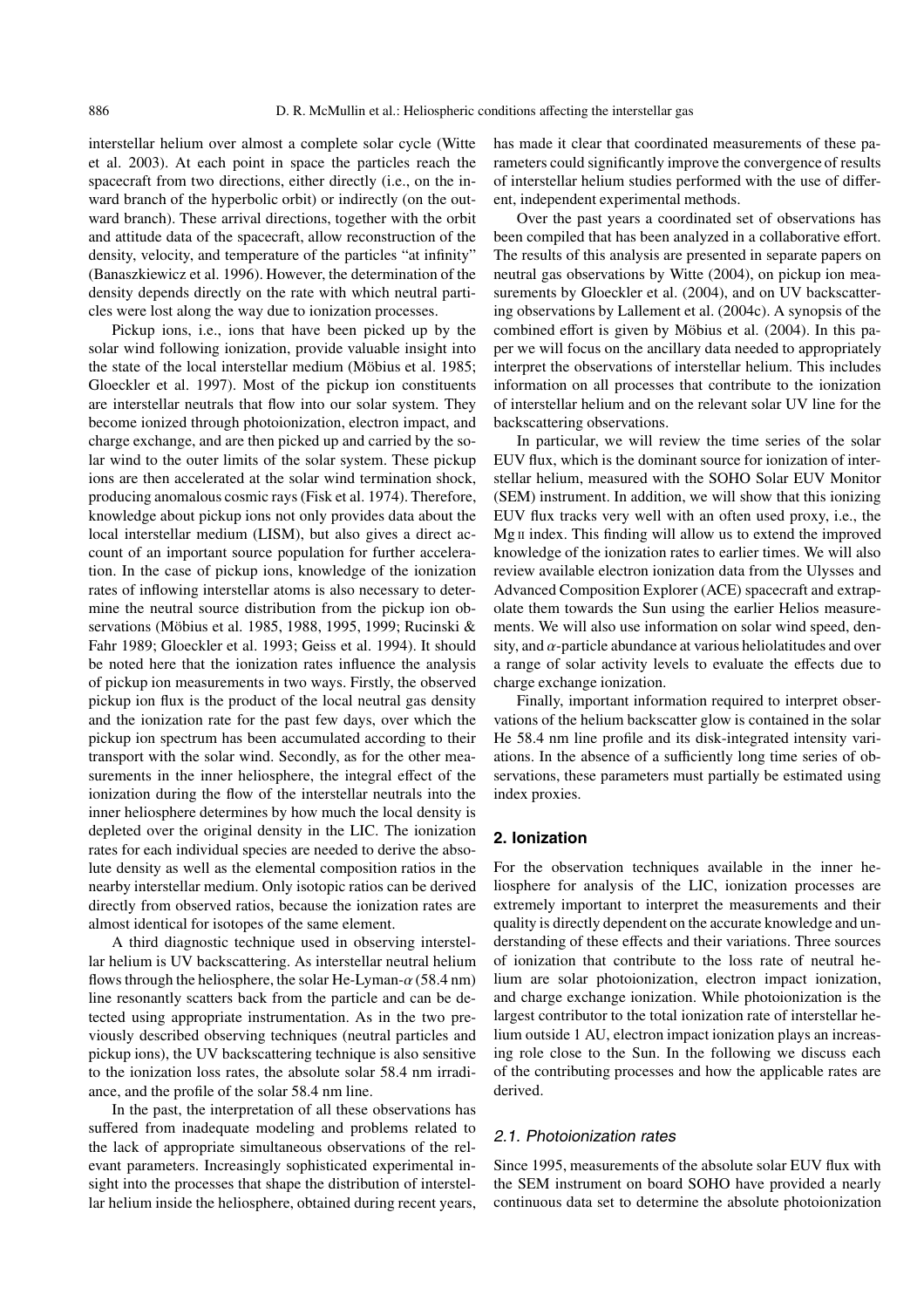interstellar helium over almost a complete solar cycle (Witte et al. 2003). At each point in space the particles reach the spacecraft from two directions, either directly (i.e., on the inward branch of the hyperbolic orbit) or indirectly (on the outward branch). These arrival directions, together with the orbit and attitude data of the spacecraft, allow reconstruction of the density, velocity, and temperature of the particles "at infinity" (Banaszkiewicz et al. 1996). However, the determination of the density depends directly on the rate with which neutral particles were lost along the way due to ionization processes.

Pickup ions, i.e., ions that have been picked up by the solar wind following ionization, provide valuable insight into the state of the local interstellar medium (Möbius et al. 1985; Gloeckler et al. 1997). Most of the pickup ion constituents are interstellar neutrals that flow into our solar system. They become ionized through photoionization, electron impact, and charge exchange, and are then picked up and carried by the solar wind to the outer limits of the solar system. These pickup ions are then accelerated at the solar wind termination shock, producing anomalous cosmic rays (Fisk et al. 1974). Therefore, knowledge about pickup ions not only provides data about the local interstellar medium (LISM), but also gives a direct account of an important source population for further acceleration. In the case of pickup ions, knowledge of the ionization rates of inflowing interstellar atoms is also necessary to determine the neutral source distribution from the pickup ion observations (Möbius et al. 1985, 1988, 1995, 1999; Rucinski & Fahr 1989; Gloeckler et al. 1993; Geiss et al. 1994). It should be noted here that the ionization rates influence the analysis of pickup ion measurements in two ways. Firstly, the observed pickup ion flux is the product of the local neutral gas density and the ionization rate for the past few days, over which the pickup ion spectrum has been accumulated according to their transport with the solar wind. Secondly, as for the other measurements in the inner heliosphere, the integral effect of the ionization during the flow of the interstellar neutrals into the inner heliosphere determines by how much the local density is depleted over the original density in the LIC. The ionization rates for each individual species are needed to derive the absolute density as well as the elemental composition ratios in the nearby interstellar medium. Only isotopic ratios can be derived directly from observed ratios, because the ionization rates are almost identical for isotopes of the same element.

A third diagnostic technique used in observing interstellar helium is UV backscattering. As interstellar neutral helium flows through the heliosphere, the solar He-Lyman-$\alpha$ (58.4 nm) line resonantly scatters back from the particle and can be detected using appropriate instrumentation. As in the two previously described observing techniques (neutral particles and pickup ions), the UV backscattering technique is also sensitive to the ionization loss rates, the absolute solar 58.4 nm irradiance, and the profile of the solar 58.4 nm line.

In the past, the interpretation of all these observations has suffered from inadequate modeling and problems related to the lack of appropriate simultaneous observations of the relevant parameters. Increasingly sophisticated experimental insight into the processes that shape the distribution of interstellar helium inside the heliosphere, obtained during recent years, has made it clear that coordinated measurements of these parameters could significantly improve the convergence of results of interstellar helium studies performed with the use of different, independent experimental methods.

Over the past years a coordinated set of observations has been compiled that has been analyzed in a collaborative effort. The results of this analysis are presented in separate papers on neutral gas observations by Witte (2004), on pickup ion measurements by Gloeckler et al. (2004), and on UV backscattering observations by Lallement et al. (2004c). A synopsis of the combined effort is given by Möbius et al. (2004). In this paper we will focus on the ancillary data needed to appropriately interpret the observations of interstellar helium. This includes information on all processes that contribute to the ionization of interstellar helium and on the relevant solar UV line for the backscattering observations.

In particular, we will review the time series of the solar EUV flux, which is the dominant source for ionization of interstellar helium, measured with the SOHO Solar EUV Monitor (SEM) instrument. In addition, we will show that this ionizing EUV flux tracks very well with an often used proxy, i.e., the Mg II index. This finding will allow us to extend the improved knowledge of the ionization rates to earlier times. We will also review available electron ionization data from the Ulysses and Advanced Composition Explorer (ACE) spacecraft and extrapolate them towards the Sun using the earlier Helios measurements. We will also use information on solar wind speed, density, and $\alpha$-particle abundance at various heliolatitudes and over a range of solar activity levels to evaluate the effects due to charge exchange ionization.

Finally, important information required to interpret observations of the helium backscatter glow is contained in the solar He 58.4 nm line profile and its disk-integrated intensity variations. In the absence of a sufficiently long time series of observations, these parameters must partially be estimated using index proxies.

## 2. Ionization

For the observation techniques available in the inner heliosphere for analysis of the LIC, ionization processes are extremely important to interpret the measurements and their quality is directly dependent on the accurate knowledge and understanding of these effects and their variations. Three sources of ionization that contribute to the loss rate of neutral helium are solar photoionization, electron impact ionization, and charge exchange ionization. While photoionization is the largest contributor to the total ionization rate of interstellar helium outside 1 AU, electron impact ionization plays an increasing role close to the Sun. In the following we discuss each of the contributing processes and how the applicable rates are derived.

### 2.1. Photoionization rates

Since 1995, measurements of the absolute solar EUV flux with the SEM instrument on board SOHO have provided a nearly continuous data set to determine the absolute photoionization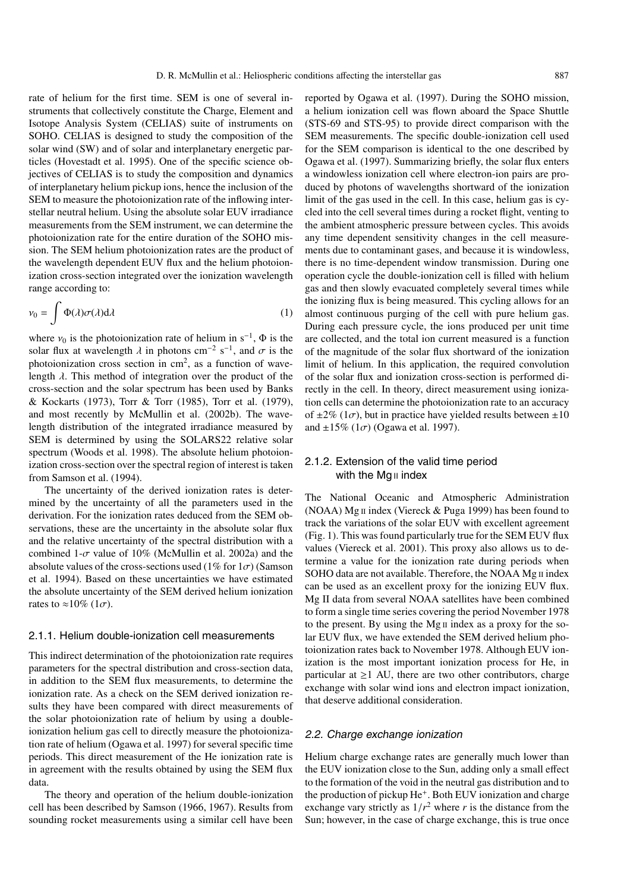rate of helium for the first time. SEM is one of several instruments that collectively constitute the Charge, Element and Isotope Analysis System (CELIAS) suite of instruments on SOHO. CELIAS is designed to study the composition of the solar wind (SW) and of solar and interplanetary energetic particles (Hovestadt et al. 1995). One of the specific science objectives of CELIAS is to study the composition and dynamics of interplanetary helium pickup ions, hence the inclusion of the SEM to measure the photoionization rate of the inflowing interstellar neutral helium. Using the absolute solar EUV irradiance measurements from the SEM instrument, we can determine the photoionization rate for the entire duration of the SOHO mission. The SEM helium photoionization rates are the product of the wavelength dependent EUV flux and the helium photoionization cross-section integrated over the ionization wavelength range according to:

$$\nu_0 = \int \Phi(\lambda)\sigma(\lambda)\mathrm{d}\lambda \tag{1}$$

where $\nu_0$ is the photoionization rate of helium in $\mathrm{s}^{-1}$, $\Phi$ is the solar flux at wavelength $\lambda$ in photons $\mathrm{cm}^{-2}\ \mathrm{s}^{-1}$, and $\sigma$ is the photoionization cross section in $\mathrm{cm}^2$, as a function of wavelength $\lambda$. This method of integration over the product of the cross-section and the solar spectrum has been used by Banks & Kockarts (1973), Torr & Torr (1985), Torr et al. (1979), and most recently by McMullin et al. (2002b). The wavelength distribution of the integrated irradiance measured by SEM is determined by using the SOLARS22 relative solar spectrum (Woods et al. 1998). The absolute helium photoionization cross-section over the spectral region of interest is taken from Samson et al. (1994).

The uncertainty of the derived ionization rates is determined by the uncertainty of all the parameters used in the derivation. For the ionization rates deduced from the SEM observations, these are the uncertainty in the absolute solar flux and the relative uncertainty of the spectral distribution with a combined 1-$\sigma$ value of 10% (McMullin et al. 2002a) and the absolute values of the cross-sections used (1% for 1$\sigma$) (Samson et al. 1994). Based on these uncertainties we have estimated the absolute uncertainty of the SEM derived helium ionization rates to ≈10% (1$\sigma$).

#### 2.1.1. Helium double-ionization cell measurements

This indirect determination of the photoionization rate requires parameters for the spectral distribution and cross-section data, in addition to the SEM flux measurements, to determine the ionization rate. As a check on the SEM derived ionization results they have been compared with direct measurements of the solar photoionization rate of helium by using a double-ionization helium gas cell to directly measure the photoionization rate of helium (Ogawa et al. 1997) for several specific time periods. This direct measurement of the He ionization rate is in agreement with the results obtained by using the SEM flux data.

The theory and operation of the helium double-ionization cell has been described by Samson (1966, 1967). Results from sounding rocket measurements using a similar cell have been reported by Ogawa et al. (1997). During the SOHO mission, a helium ionization cell was flown aboard the Space Shuttle (STS-69 and STS-95) to provide direct comparison with the SEM measurements. The specific double-ionization cell used for the SEM comparison is identical to the one described by Ogawa et al. (1997). Summarizing briefly, the solar flux enters a windowless ionization cell where electron-ion pairs are produced by photons of wavelengths shortward of the ionization limit of the gas used in the cell. In this case, helium gas is cycled into the cell several times during a rocket flight, venting to the ambient atmospheric pressure between cycles. This avoids any time dependent sensitivity changes in the cell measurements due to contaminant gases, and because it is windowless, there is no time-dependent window transmission. During one operation cycle the double-ionization cell is filled with helium gas and then slowly evacuated completely several times while the ionizing flux is being measured. This cycling allows for an almost continuous purging of the cell with pure helium gas. During each pressure cycle, the ions produced per unit time are collected, and the total ion current measured is a function of the magnitude of the solar flux shortward of the ionization limit of helium. In this application, the required convolution of the solar flux and ionization cross-section is performed directly in the cell. In theory, direct measurement using ionization cells can determine the photoionization rate to an accuracy of ±2% (1$\sigma$), but in practice have yielded results between ±10 and ±15% (1$\sigma$) (Ogawa et al. 1997).

#### 2.1.2. Extension of the valid time period with the Mg II index

The National Oceanic and Atmospheric Administration (NOAA) Mg II index (Viereck & Puga 1999) has been found to track the variations of the solar EUV with excellent agreement (Fig. 1). This was found particularly true for the SEM EUV flux values (Viereck et al. 2001). This proxy also allows us to determine a value for the ionization rate during periods when SOHO data are not available. Therefore, the NOAA Mg II index can be used as an excellent proxy for the ionizing EUV flux. Mg II data from several NOAA satellites have been combined to form a single time series covering the period November 1978 to the present. By using the Mg II index as a proxy for the solar EUV flux, we have extended the SEM derived helium photoionization rates back to November 1978. Although EUV ionization is the most important ionization process for He, in particular at ≥1 AU, there are two other contributors, charge exchange with solar wind ions and electron impact ionization, that deserve additional consideration.

### *2.2. Charge exchange ionization*

Helium charge exchange rates are generally much lower than the EUV ionization close to the Sun, adding only a small effect to the formation of the void in the neutral gas distribution and to the production of pickup $\mathrm{He}^+$. Both EUV ionization and charge exchange vary strictly as $1/r^2$ where $r$ is the distance from the Sun; however, in the case of charge exchange, this is true once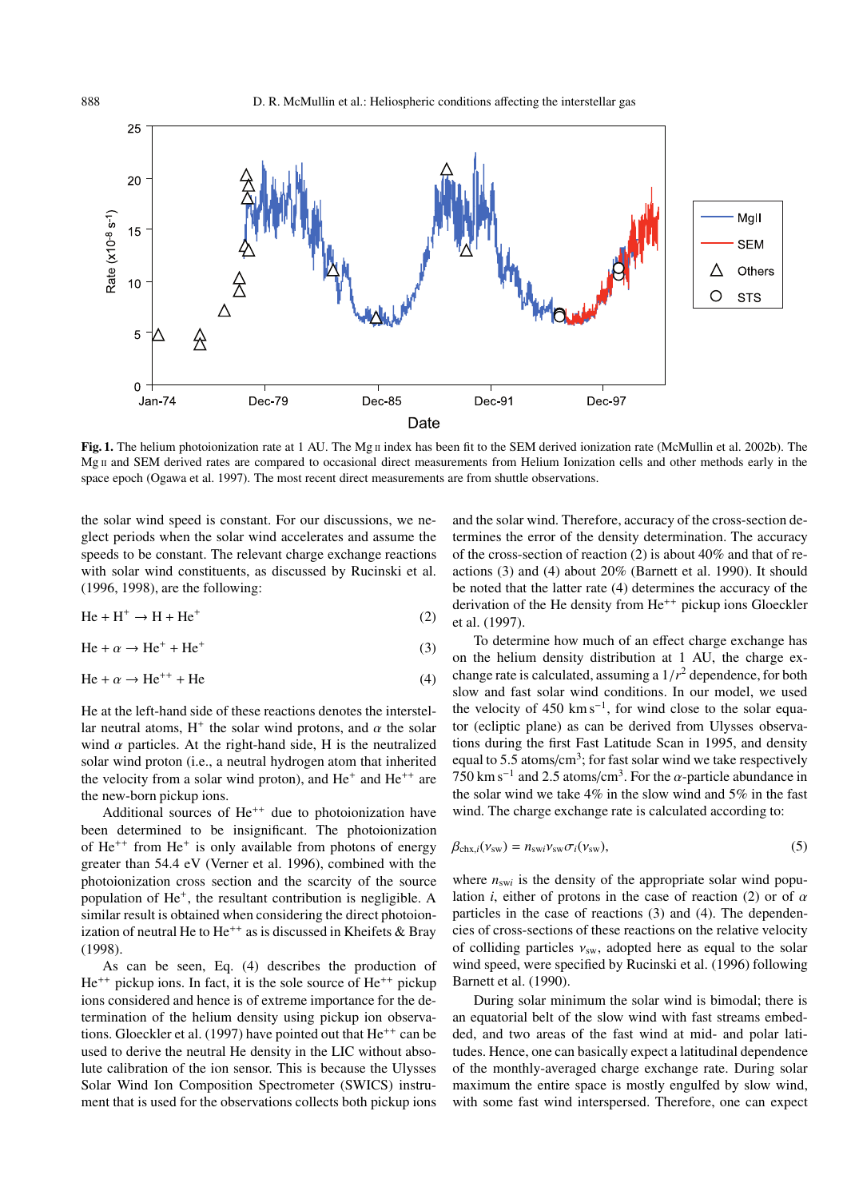**Fig. 1.** The helium photoionization rate at 1 AU. The Mg II index has been fit to the SEM derived ionization rate (McMullin et al. 2002b). The Mg II and SEM derived rates are compared to occasional direct measurements from Helium Ionization cells and other methods early in the space epoch (Ogawa et al. 1997). The most recent direct measurements are from shuttle observations.

the solar wind speed is constant. For our discussions, we neglect periods when the solar wind accelerates and assume the speeds to be constant. The relevant charge exchange reactions with solar wind constituents, as discussed by Rucinski et al. (1996, 1998), are the following:

$$\mathrm{He} + \mathrm{H}^+ \rightarrow \mathrm{H} + \mathrm{He}^+ \tag{2}$$

$$\mathrm{He} + \alpha \rightarrow \mathrm{He}^+ + \mathrm{He}^+ \tag{3}$$

$$\mathrm{He} + \alpha \rightarrow \mathrm{He}^{++} + \mathrm{He} \tag{4}$$

He at the left-hand side of these reactions denotes the interstellar neutral atoms, $H^+$ the solar wind protons, and $\alpha$ the solar wind $\alpha$ particles. At the right-hand side, H is the neutralized solar wind proton (i.e., a neutral hydrogen atom that inherited the velocity from a solar wind proton), and $He^+$ and $He^{++}$ are the new-born pickup ions.

Additional sources of $He^{++}$ due to photoionization have been determined to be insignificant. The photoionization of $He^{++}$ from $He^+$ is only available from photons of energy greater than 54.4 eV (Verner et al. 1996), combined with the photoionization cross section and the scarcity of the source population of $He^+$, the resultant contribution is negligible. A similar result is obtained when considering the direct photoionization of neutral He to $He^{++}$ as is discussed in Kheifets & Bray (1998).

As can be seen, Eq. (4) describes the production of $He^{++}$ pickup ions. In fact, it is the sole source of $He^{++}$ pickup ions considered and hence is of extreme importance for the determination of the helium density using pickup ion observations. Gloeckler et al. (1997) have pointed out that $He^{++}$ can be used to derive the neutral He density in the LIC without absolute calibration of the ion sensor. This is because the Ulysses Solar Wind Ion Composition Spectrometer (SWICS) instrument that is used for the observations collects both pickup ions and the solar wind. Therefore, accuracy of the cross-section determines the error of the density determination. The accuracy of the cross-section of reaction (2) is about 40% and that of reactions (3) and (4) about 20% (Barnett et al. 1990). It should be noted that the latter rate (4) determines the accuracy of the derivation of the He density from $He^{++}$ pickup ions Gloeckler et al. (1997).

To determine how much of an effect charge exchange has on the helium density distribution at 1 AU, the charge exchange rate is calculated, assuming a $1/r^2$ dependence, for both slow and fast solar wind conditions. In our model, we used the velocity of 450 km s$^{-1}$, for wind close to the solar equator (ecliptic plane) as can be derived from Ulysses observations during the first Fast Latitude Scan in 1995, and density equal to 5.5 atoms/cm$^3$; for fast solar wind we take respectively 750 km s$^{-1}$ and 2.5 atoms/cm$^3$. For the $\alpha$-particle abundance in the solar wind we take 4% in the slow wind and 5% in the fast wind. The charge exchange rate is calculated according to:

$$\beta_{\mathrm{chx},i}(v_{\mathrm{sw}}) = n_{\mathrm{sw}i} v_{\mathrm{sw}} \sigma_i(v_{\mathrm{sw}}), \tag{5}$$

where $n_{\mathrm{sw}i}$ is the density of the appropriate solar wind population $i$, either of protons in the case of reaction (2) or of $\alpha$ particles in the case of reactions (3) and (4). The dependencies of cross-sections of these reactions on the relative velocity of colliding particles $v_{\mathrm{sw}}$, adopted here as equal to the solar wind speed, were specified by Rucinski et al. (1996) following Barnett et al. (1990).

During solar minimum the solar wind is bimodal; there is an equatorial belt of the slow wind with fast streams embedded, and two areas of the fast wind at mid- and polar latitudes. Hence, one can basically expect a latitudinal dependence of the monthly-averaged charge exchange rate. During solar maximum the entire space is mostly engulfed by slow wind, with some fast wind interspersed. Therefore, one can expect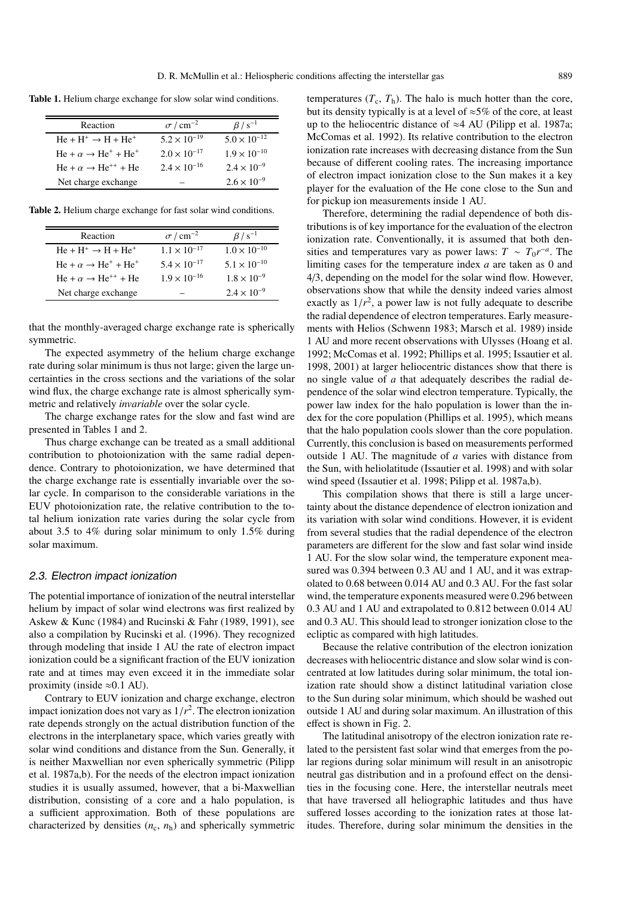**Table 1.** Helium charge exchange for slow solar wind conditions.

| Reaction | $\sigma$ / cm$^{-2}$ | $\beta$ / s$^{-1}$ |
|---|---|---|
| $He + H^+ \rightarrow H + He^+$ | $5.2 \times 10^{-19}$ | $5.0 \times 10^{-12}$ |
| $He + \alpha \rightarrow He^+ + He^+$ | $2.0 \times 10^{-17}$ | $1.9 \times 10^{-10}$ |
| $He + \alpha \rightarrow He^{++} + He$ | $2.4 \times 10^{-16}$ | $2.4 \times 10^{-9}$ |
| Net charge exchange | – | $2.6 \times 10^{-9}$ |

**Table 2.** Helium charge exchange for fast solar wind conditions.

| Reaction | $\sigma$ / cm$^{-2}$ | $\beta$ / s$^{-1}$ |
|---|---|---|
| $He + H^+ \rightarrow H + He^+$ | $1.1 \times 10^{-17}$ | $1.0 \times 10^{-10}$ |
| $He + \alpha \rightarrow He^+ + He^+$ | $5.4 \times 10^{-17}$ | $5.1 \times 10^{-10}$ |
| $He + \alpha \rightarrow He^{++} + He$ | $1.9 \times 10^{-16}$ | $1.8 \times 10^{-9}$ |
| Net charge exchange | – | $2.4 \times 10^{-9}$ |

that the monthly-averaged charge exchange rate is spherically symmetric.

The expected asymmetry of the helium charge exchange rate during solar minimum is thus not large; given the large uncertainties in the cross sections and the variations of the solar wind flux, the charge exchange rate is almost spherically symmetric and relatively *invariable* over the solar cycle.

The charge exchange rates for the slow and fast wind are presented in Tables 1 and 2.

Thus charge exchange can be treated as a small additional contribution to photoionization with the same radial dependence. Contrary to photoionization, we have determined that the charge exchange rate is essentially invariable over the solar cycle. In comparison to the considerable variations in the EUV photoionization rate, the relative contribution to the total helium ionization rate varies during the solar cycle from about 3.5 to 4% during solar minimum to only 1.5% during solar maximum.

### 2.3. Electron impact ionization

The potential importance of ionization of the neutral interstellar helium by impact of solar wind electrons was first realized by Askew & Kunc (1984) and Rucinski & Fahr (1989, 1991), see also a compilation by Rucinski et al. (1996). They recognized through modeling that inside 1 AU the rate of electron impact ionization could be a significant fraction of the EUV ionization rate and at times may even exceed it in the immediate solar proximity (inside ≈0.1 AU).

Contrary to EUV ionization and charge exchange, electron impact ionization does not vary as $1/r^2$. The electron ionization rate depends strongly on the actual distribution function of the electrons in the interplanetary space, which varies greatly with solar wind conditions and distance from the Sun. Generally, it is neither Maxwellian nor even spherically symmetric (Pilipp et al. 1987a,b). For the needs of the electron impact ionization studies it is usually assumed, however, that a bi-Maxwellian distribution, consisting of a core and a halo population, is a sufficient approximation. Both of these populations are characterized by densities ($n_c$, $n_h$) and spherically symmetric temperatures ($T_c$, $T_h$). The halo is much hotter than the core, but its density typically is at a level of ≈5% of the core, at least up to the heliocentric distance of ≈4 AU (Pilipp et al. 1987a; McComas et al. 1992). Its relative contribution to the electron ionization rate increases with decreasing distance from the Sun because of different cooling rates. The increasing importance of electron impact ionization close to the Sun makes it a key player for the evaluation of the He cone close to the Sun and for pickup ion measurements inside 1 AU.

Therefore, determining the radial dependence of both distributions is of key importance for the evaluation of the electron ionization rate. Conventionally, it is assumed that both densities and temperatures vary as power laws: $T \sim T_0 r^{-a}$. The limiting cases for the temperature index $a$ are taken as 0 and 4/3, depending on the model for the solar wind flow. However, observations show that while the density indeed varies almost exactly as $1/r^2$, a power law is not fully adequate to describe the radial dependence of electron temperatures. Early measurements with Helios (Schwenn 1983; Marsch et al. 1989) inside 1 AU and more recent observations with Ulysses (Hoang et al. 1992; McComas et al. 1992; Phillips et al. 1995; Issautier et al. 1998, 2001) at larger heliocentric distances show that there is no single value of $a$ that adequately describes the radial dependence of the solar wind electron temperature. Typically, the power law index for the halo population is lower than the index for the core population (Phillips et al. 1995), which means that the halo population cools slower than the core population. Currently, this conclusion is based on measurements performed outside 1 AU. The magnitude of $a$ varies with distance from the Sun, with heliolatitude (Issautier et al. 1998) and with solar wind speed (Issautier et al. 1998; Pilipp et al. 1987a,b).

This compilation shows that there is still a large uncertainty about the distance dependence of electron ionization and its variation with solar wind conditions. However, it is evident from several studies that the radial dependence of the electron parameters are different for the slow and fast solar wind inside 1 AU. For the slow solar wind, the temperature exponent measured was 0.394 between 0.3 AU and 1 AU, and it was extrapolated to 0.68 between 0.014 AU and 0.3 AU. For the fast solar wind, the temperature exponents measured were 0.296 between 0.3 AU and 1 AU and extrapolated to 0.812 between 0.014 AU and 0.3 AU. This should lead to stronger ionization close to the ecliptic as compared with high latitudes.

Because the relative contribution of the electron ionization decreases with heliocentric distance and slow solar wind is concentrated at low latitudes during solar minimum, the total ionization rate should show a distinct latitudinal variation close to the Sun during solar minimum, which should be washed out outside 1 AU and during solar maximum. An illustration of this effect is shown in Fig. 2.

The latitudinal anisotropy of the electron ionization rate related to the persistent fast solar wind that emerges from the polar regions during solar minimum will result in an anisotropic neutral gas distribution and in a profound effect on the densities in the focusing cone. Here, the interstellar neutrals meet that have traversed all heliographic latitudes and thus have suffered losses according to the ionization rates at those latitudes. Therefore, during solar minimum the densities in the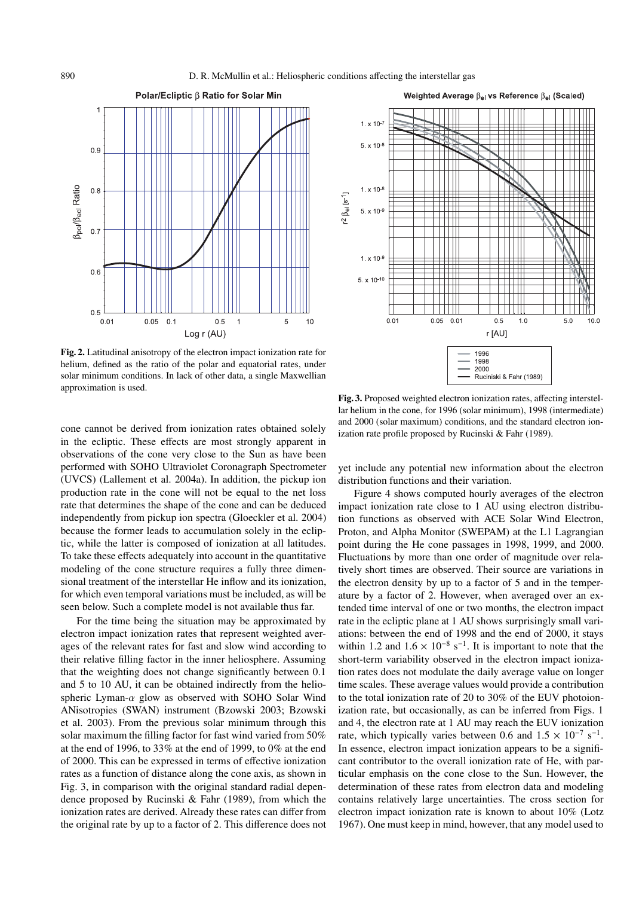**Fig. 2.** Latitudinal anisotropy of the electron impact ionization rate for helium, defined as the ratio of the polar and equatorial rates, under solar minimum conditions. In lack of other data, a single Maxwellian approximation is used.

**Fig. 3.** Proposed weighted electron ionization rates, affecting interstellar helium in the cone, for 1996 (solar minimum), 1998 (intermediate) and 2000 (solar maximum) conditions, and the standard electron ionization rate profile proposed by Rucinski & Fahr (1989).

cone cannot be derived from ionization rates obtained solely in the ecliptic. These effects are most strongly apparent in observations of the cone very close to the Sun as have been performed with SOHO Ultraviolet Coronagraph Spectrometer (UVCS) (Lallement et al. 2004a). In addition, the pickup ion production rate in the cone will not be equal to the net loss rate that determines the shape of the cone and can be deduced independently from pickup ion spectra (Gloeckler et al. 2004) because the former leads to accumulation solely in the ecliptic, while the latter is composed of ionization at all latitudes. To take these effects adequately into account in the quantitative modeling of the cone structure requires a fully three dimensional treatment of the interstellar He inflow and its ionization, for which even temporal variations must be included, as will be seen below. Such a complete model is not available thus far.

For the time being the situation may be approximated by electron impact ionization rates that represent weighted averages of the relevant rates for fast and slow wind according to their relative filling factor in the inner heliosphere. Assuming that the weighting does not change significantly between 0.1 and 5 to 10 AU, it can be obtained indirectly from the heliospheric Lyman-$\alpha$ glow as observed with SOHO Solar Wind ANisotropies (SWAN) instrument (Bzowski 2003; Bzowski et al. 2003). From the previous solar minimum through this solar maximum the filling factor for fast wind varied from 50% at the end of 1996, to 33% at the end of 1999, to 0% at the end of 2000. This can be expressed in terms of effective ionization rates as a function of distance along the cone axis, as shown in Fig. 3, in comparison with the original standard radial dependence proposed by Rucinski & Fahr (1989), from which the ionization rates are derived. Already these rates can differ from the original rate by up to a factor of 2. This difference does not yet include any potential new information about the electron distribution functions and their variation.

Figure 4 shows computed hourly averages of the electron impact ionization rate close to 1 AU using electron distribution functions as observed with ACE Solar Wind Electron, Proton, and Alpha Monitor (SWEPAM) at the L1 Lagrangian point during the He cone passages in 1998, 1999, and 2000. Fluctuations by more than one order of magnitude over relatively short times are observed. Their source are variations in the electron density by up to a factor of 5 and in the temperature by a factor of 2. However, when averaged over an extended time interval of one or two months, the electron impact rate in the ecliptic plane at 1 AU shows surprisingly small variations: between the end of 1998 and the end of 2000, it stays within 1.2 and $1.6 \times 10^{-8}$ s$^{-1}$. It is important to note that the short-term variability observed in the electron impact ionization rates does not modulate the daily average value on longer time scales. These average values would provide a contribution to the total ionization rate of 20 to 30% of the EUV photoionization rate, but occasionally, as can be inferred from Figs. 1 and 4, the electron rate at 1 AU may reach the EUV ionization rate, which typically varies between 0.6 and $1.5 \times 10^{-7}$ s$^{-1}$. In essence, electron impact ionization appears to be a significant contributor to the overall ionization rate of He, with particular emphasis on the cone close to the Sun. However, the determination of these rates from electron data and modeling contains relatively large uncertainties. The cross section for electron impact ionization rate is known to about 10% (Lotz 1967). One must keep in mind, however, that any model used to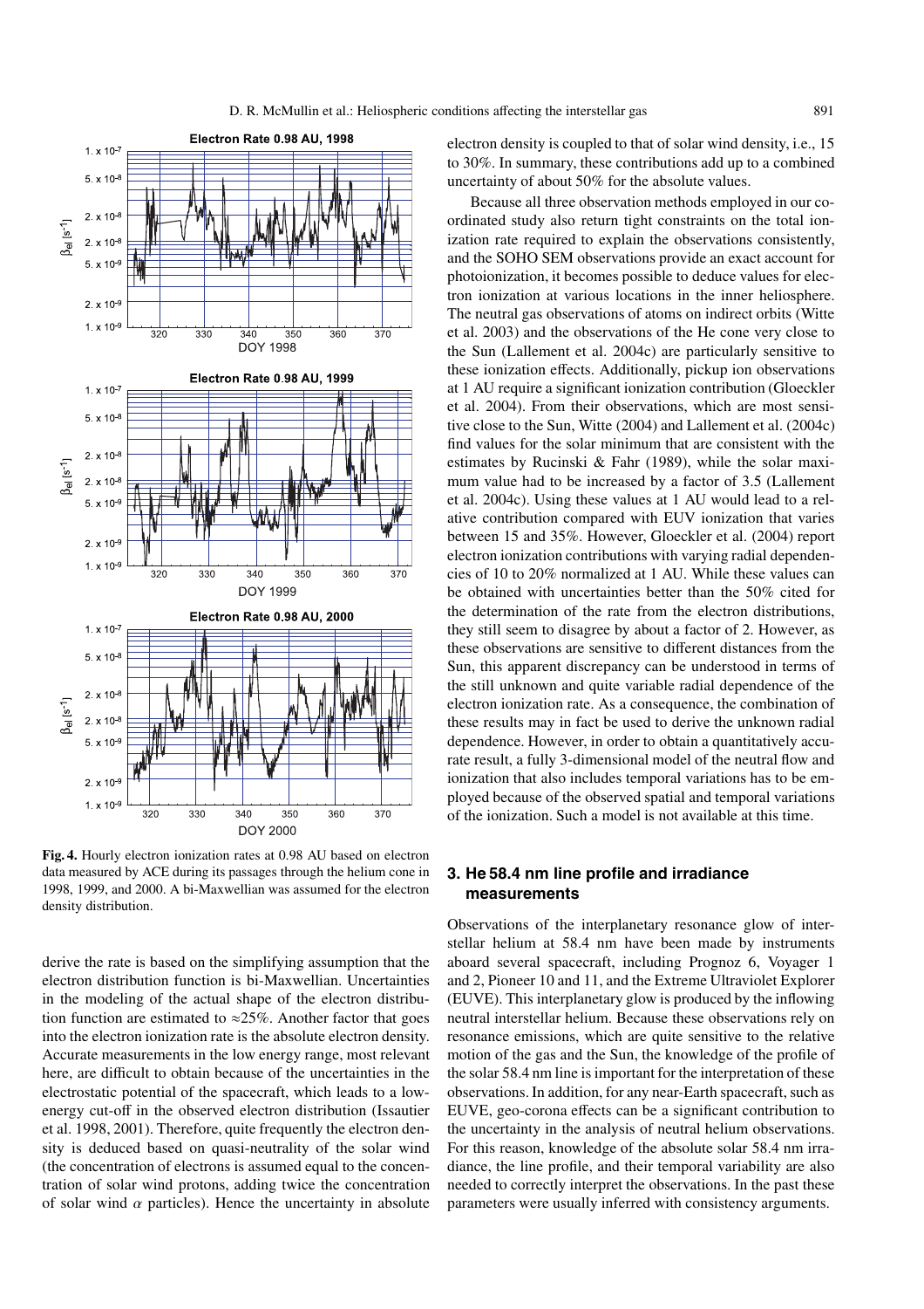**Fig. 4.** Hourly electron ionization rates at 0.98 AU based on electron data measured by ACE during its passages through the helium cone in 1998, 1999, and 2000. A bi-Maxwellian was assumed for the electron density distribution.

derive the rate is based on the simplifying assumption that the electron distribution function is bi-Maxwellian. Uncertainties in the modeling of the actual shape of the electron distribution function are estimated to ≈25%. Another factor that goes into the electron ionization rate is the absolute electron density. Accurate measurements in the low energy range, most relevant here, are difficult to obtain because of the uncertainties in the electrostatic potential of the spacecraft, which leads to a low-energy cut-off in the observed electron distribution (Issautier et al. 1998, 2001). Therefore, quite frequently the electron density is deduced based on quasi-neutrality of the solar wind (the concentration of electrons is assumed equal to the concentration of solar wind protons, adding twice the concentration of solar wind $\alpha$ particles). Hence the uncertainty in absolute electron density is coupled to that of solar wind density, i.e., 15 to 30%. In summary, these contributions add up to a combined uncertainty of about 50% for the absolute values.

Because all three observation methods employed in our coordinated study also return tight constraints on the total ionization rate required to explain the observations consistently, and the SOHO SEM observations provide an exact account for photoionization, it becomes possible to deduce values for electron ionization at various locations in the inner heliosphere. The neutral gas observations of atoms on indirect orbits (Witte et al. 2003) and the observations of the He cone very close to the Sun (Lallement et al. 2004c) are particularly sensitive to these ionization effects. Additionally, pickup ion observations at 1 AU require a significant ionization contribution (Gloeckler et al. 2004). From their observations, which are most sensitive close to the Sun, Witte (2004) and Lallement et al. (2004c) find values for the solar minimum that are consistent with the estimates by Rucinski & Fahr (1989), while the solar maximum value had to be increased by a factor of 3.5 (Lallement et al. 2004c). Using these values at 1 AU would lead to a relative contribution compared with EUV ionization that varies between 15 and 35%. However, Gloeckler et al. (2004) report electron ionization contributions with varying radial dependencies of 10 to 20% normalized at 1 AU. While these values can be obtained with uncertainties better than the 50% cited for the determination of the rate from the electron distributions, they still seem to disagree by about a factor of 2. However, as these observations are sensitive to different distances from the Sun, this apparent discrepancy can be understood in terms of the still unknown and quite variable radial dependence of the electron ionization rate. As a consequence, the combination of these results may in fact be used to derive the unknown radial dependence. However, in order to obtain a quantitatively accurate result, a fully 3-dimensional model of the neutral flow and ionization that also includes temporal variations has to be employed because of the observed spatial and temporal variations of the ionization. Such a model is not available at this time.

## 3. He 58.4 nm line profile and irradiance measurements

Observations of the interplanetary resonance glow of interstellar helium at 58.4 nm have been made by instruments aboard several spacecraft, including Prognoz 6, Voyager 1 and 2, Pioneer 10 and 11, and the Extreme Ultraviolet Explorer (EUVE). This interplanetary glow is produced by the inflowing neutral interstellar helium. Because these observations rely on resonance emissions, which are quite sensitive to the relative motion of the gas and the Sun, the knowledge of the profile of the solar 58.4 nm line is important for the interpretation of these observations. In addition, for any near-Earth spacecraft, such as EUVE, geo-corona effects can be a significant contribution to the uncertainty in the analysis of neutral helium observations. For this reason, knowledge of the absolute solar 58.4 nm irradiance, the line profile, and their temporal variability are also needed to correctly interpret the observations. In the past these parameters were usually inferred with consistency arguments.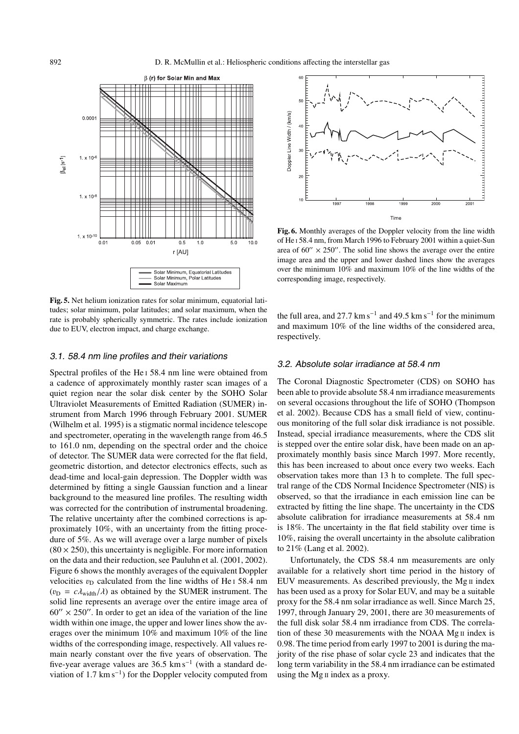**Fig. 5.** Net helium ionization rates for solar minimum, equatorial latitudes; solar minimum, polar latitudes; and solar maximum, when the rate is probably spherically symmetric. The rates include ionization due to EUV, electron impact, and charge exchange.

**Fig. 6.** Monthly averages of the Doppler velocity from the line width of He I 58.4 nm, from March 1996 to February 2001 within a quiet-Sun area of $60'' \times 250''$. The solid line shows the average over the entire image area and the upper and lower dashed lines show the averages over the minimum 10% and maximum 10% of the line widths of the corresponding image, respectively.

### 3.1. 58.4 nm line profiles and their variations

Spectral profiles of the He I 58.4 nm line were obtained from a cadence of approximately monthly raster scan images of a quiet region near the solar disk center by the SOHO Solar Ultraviolet Measurements of Emitted Radiation (SUMER) instrument from March 1996 through February 2001. SUMER (Wilhelm et al. 1995) is a stigmatic normal incidence telescope and spectrometer, operating in the wavelength range from 46.5 to 161.0 nm, depending on the spectral order and the choice of detector. The SUMER data were corrected for the flat field, geometric distortion, and detector electronics effects, such as dead-time and local-gain depression. The Doppler width was determined by fitting a single Gaussian function and a linear background to the measured line profiles. The resulting width was corrected for the contribution of instrumental broadening. The relative uncertainty after the combined corrections is approximately 10%, with an uncertainty from the fitting procedure of 5%. As we will average over a large number of pixels $(80 \times 250)$, this uncertainty is negligible. For more information on the data and their reduction, see Pauluhn et al. (2001, 2002). Figure 6 shows the monthly averages of the equivalent Doppler velocities $v_D$ calculated from the line widths of He I 58.4 nm $(v_D = c\lambda_{width}/\lambda)$ as obtained by the SUMER instrument. The solid line represents an average over the entire image area of $60'' \times 250''$. In order to get an idea of the variation of the line width within one image, the upper and lower lines show the averages over the minimum 10% and maximum 10% of the line widths of the corresponding image, respectively. All values remain nearly constant over the five years of observation. The five-year average values are 36.5 km s$^{-1}$ (with a standard deviation of 1.7 km s$^{-1}$) for the Doppler velocity computed from the full area, and 27.7 km s$^{-1}$ and 49.5 km s$^{-1}$ for the minimum and maximum 10% of the line widths of the considered area, respectively.

### 3.2. Absolute solar irradiance at 58.4 nm

The Coronal Diagnostic Spectrometer (CDS) on SOHO has been able to provide absolute 58.4 nm irradiance measurements on several occasions throughout the life of SOHO (Thompson et al. 2002). Because CDS has a small field of view, continuous monitoring of the full solar disk irradiance is not possible. Instead, special irradiance measurements, where the CDS slit is stepped over the entire solar disk, have been made on an approximately monthly basis since March 1997. More recently, this has been increased to about once every two weeks. Each observation takes more than 13 h to complete. The full spectral range of the CDS Normal Incidence Spectrometer (NIS) is observed, so that the irradiance in each emission line can be extracted by fitting the line shape. The uncertainty in the CDS absolute calibration for irradiance measurements at 58.4 nm is 18%. The uncertainty in the flat field stability over time is 10%, raising the overall uncertainty in the absolute calibration to 21% (Lang et al. 2002).

Unfortunately, the CDS 58.4 nm measurements are only available for a relatively short time period in the history of EUV measurements. As described previously, the Mg II index has been used as a proxy for Solar EUV, and may be a suitable proxy for the 58.4 nm solar irradiance as well. Since March 25, 1997, through January 29, 2001, there are 30 measurements of the full disk solar 58.4 nm irradiance from CDS. The correlation of these 30 measurements with the NOAA Mg II index is 0.98. The time period from early 1997 to 2001 is during the majority of the rise phase of solar cycle 23 and indicates that the long term variability in the 58.4 nm irradiance can be estimated using the Mg II index as a proxy.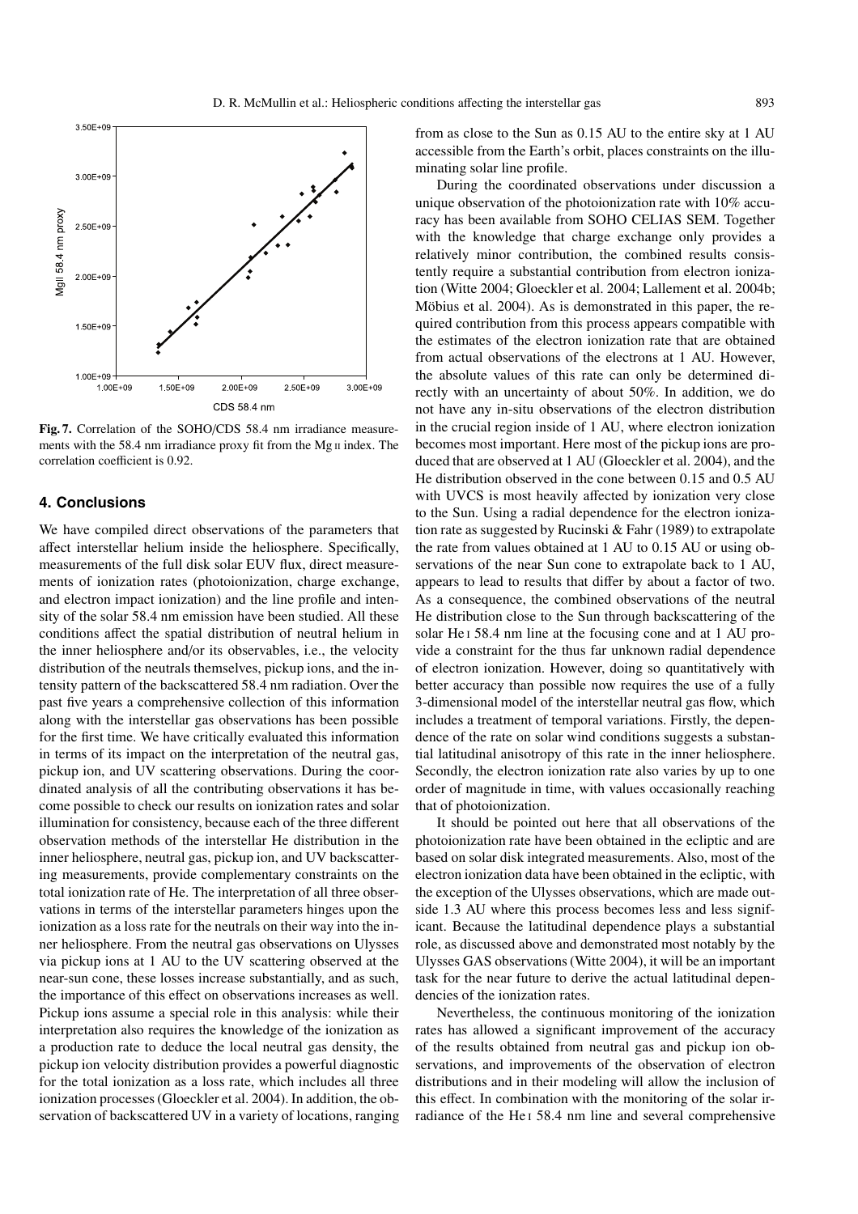**Fig. 7.** Correlation of the SOHO/CDS 58.4 nm irradiance measurements with the 58.4 nm irradiance proxy fit from the Mg II index. The correlation coefficient is 0.92.

## 4. Conclusions

We have compiled direct observations of the parameters that affect interstellar helium inside the heliosphere. Specifically, measurements of the full disk solar EUV flux, direct measurements of ionization rates (photoionization, charge exchange, and electron impact ionization) and the line profile and intensity of the solar 58.4 nm emission have been studied. All these conditions affect the spatial distribution of neutral helium in the inner heliosphere and/or its observables, i.e., the velocity distribution of the neutrals themselves, pickup ions, and the intensity pattern of the backscattered 58.4 nm radiation. Over the past five years a comprehensive collection of this information along with the interstellar gas observations has been possible for the first time. We have critically evaluated this information in terms of its impact on the interpretation of the neutral gas, pickup ion, and UV scattering observations. During the coordinated analysis of all the contributing observations it has become possible to check our results on ionization rates and solar illumination for consistency, because each of the three different observation methods of the interstellar He distribution in the inner heliosphere, neutral gas, pickup ion, and UV backscattering measurements, provide complementary constraints on the total ionization rate of He. The interpretation of all three observations in terms of the interstellar parameters hinges upon the ionization as a loss rate for the neutrals on their way into the inner heliosphere. From the neutral gas observations on Ulysses via pickup ions at 1 AU to the UV scattering observed at the near-sun cone, these losses increase substantially, and as such, the importance of this effect on observations increases as well. Pickup ions assume a special role in this analysis: while their interpretation also requires the knowledge of the ionization as a production rate to deduce the local neutral gas density, the pickup ion velocity distribution provides a powerful diagnostic for the total ionization as a loss rate, which includes all three ionization processes (Gloeckler et al. 2004). In addition, the observation of backscattered UV in a variety of locations, ranging from as close to the Sun as 0.15 AU to the entire sky at 1 AU accessible from the Earth's orbit, places constraints on the illuminating solar line profile.

During the coordinated observations under discussion a unique observation of the photoionization rate with 10% accuracy has been available from SOHO CELIAS SEM. Together with the knowledge that charge exchange only provides a relatively minor contribution, the combined results consistently require a substantial contribution from electron ionization (Witte 2004; Gloeckler et al. 2004; Lallement et al. 2004b; Möbius et al. 2004). As is demonstrated in this paper, the required contribution from this process appears compatible with the estimates of the electron ionization rate that are obtained from actual observations of the electrons at 1 AU. However, the absolute values of this rate can only be determined directly with an uncertainty of about 50%. In addition, we do not have any in-situ observations of the electron distribution in the crucial region inside of 1 AU, where electron ionization becomes most important. Here most of the pickup ions are produced that are observed at 1 AU (Gloeckler et al. 2004), and the He distribution observed in the cone between 0.15 and 0.5 AU with UVCS is most heavily affected by ionization very close to the Sun. Using a radial dependence for the electron ionization rate as suggested by Rucinski & Fahr (1989) to extrapolate the rate from values obtained at 1 AU to 0.15 AU or using observations of the near Sun cone to extrapolate back to 1 AU, appears to lead to results that differ by about a factor of two. As a consequence, the combined observations of the neutral He distribution close to the Sun through backscattering of the solar He I 58.4 nm line at the focusing cone and at 1 AU provide a constraint for the thus far unknown radial dependence of electron ionization. However, doing so quantitatively with better accuracy than possible now requires the use of a fully 3-dimensional model of the interstellar neutral gas flow, which includes a treatment of temporal variations. Firstly, the dependence of the rate on solar wind conditions suggests a substantial latitudinal anisotropy of this rate in the inner heliosphere. Secondly, the electron ionization rate also varies by up to one order of magnitude in time, with values occasionally reaching that of photoionization.

It should be pointed out here that all observations of the photoionization rate have been obtained in the ecliptic and are based on solar disk integrated measurements. Also, most of the electron ionization data have been obtained in the ecliptic, with the exception of the Ulysses observations, which are made outside 1.3 AU where this process becomes less and less significant. Because the latitudinal dependence plays a substantial role, as discussed above and demonstrated most notably by the Ulysses GAS observations (Witte 2004), it will be an important task for the near future to derive the actual latitudinal dependencies of the ionization rates.

Nevertheless, the continuous monitoring of the ionization rates has allowed a significant improvement of the accuracy of the results obtained from neutral gas and pickup ion observations, and improvements of the observation of electron distributions and in their modeling will allow the inclusion of this effect. In combination with the monitoring of the solar irradiance of the He I 58.4 nm line and several comprehensive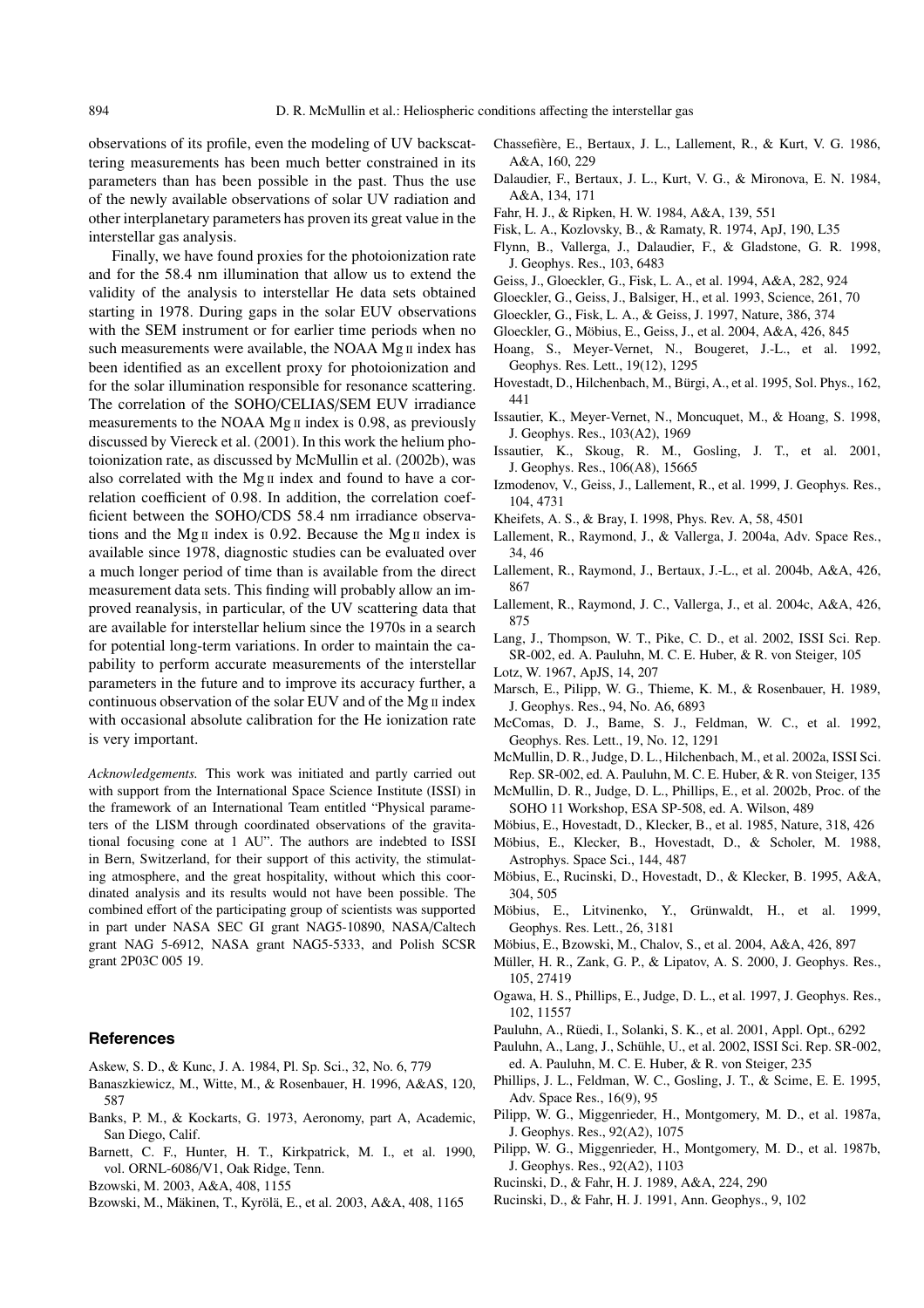observations of its profile, even the modeling of UV backscattering measurements has been much better constrained in its parameters than has been possible in the past. Thus the use of the newly available observations of solar UV radiation and other interplanetary parameters has proven its great value in the interstellar gas analysis.

Finally, we have found proxies for the photoionization rate and for the 58.4 nm illumination that allow us to extend the validity of the analysis to interstellar He data sets obtained starting in 1978. During gaps in the solar EUV observations with the SEM instrument or for earlier time periods when no such measurements were available, the NOAA Mg II index has been identified as an excellent proxy for photoionization and for the solar illumination responsible for resonance scattering. The correlation of the SOHO/CELIAS/SEM EUV irradiance measurements to the NOAA Mg II index is 0.98, as previously discussed by Viereck et al. (2001). In this work the helium photoionization rate, as discussed by McMullin et al. (2002b), was also correlated with the Mg II index and found to have a correlation coefficient of 0.98. In addition, the correlation coefficient between the SOHO/CDS 58.4 nm irradiance observations and the Mg II index is 0.92. Because the Mg II index is available since 1978, diagnostic studies can be evaluated over a much longer period of time than is available from the direct measurement data sets. This finding will probably allow an improved reanalysis, in particular, of the UV scattering data that are available for interstellar helium since the 1970s in a search for potential long-term variations. In order to maintain the capability to perform accurate measurements of the interstellar parameters in the future and to improve its accuracy further, a continuous observation of the solar EUV and of the Mg II index with occasional absolute calibration for the He ionization rate is very important.

*Acknowledgements.* This work was initiated and partly carried out with support from the International Space Science Institute (ISSI) in the framework of an International Team entitled "Physical parameters of the LISM through coordinated observations of the gravitational focusing cone at 1 AU". The authors are indebted to ISSI in Bern, Switzerland, for their support of this activity, the stimulating atmosphere, and the great hospitality, without which this coordinated analysis and its results would not have been possible. The combined effort of the participating group of scientists was supported in part under NASA SEC GI grant NAG5-10890, NASA/Caltech grant NAG 5-6912, NASA grant NAG5-5333, and Polish SCSR grant 2P03C 005 19.

## References

Askew, S. D., & Kunc, J. A. 1984, Pl. Sp. Sci., 32, No. 6, 779

Banaszkiewicz, M., Witte, M., & Rosenbauer, H. 1996, A&AS, 120, 587

Banks, P. M., & Kockarts, G. 1973, Aeronomy, part A, Academic, San Diego, Calif.

Barnett, C. F., Hunter, H. T., Kirkpatrick, M. I., et al. 1990, vol. ORNL-6086/V1, Oak Ridge, Tenn.

Bzowski, M. 2003, A&A, 408, 1155

Bzowski, M., Mäkinen, T., Kyrölä, E., et al. 2003, A&A, 408, 1165

Chassefière, E., Bertaux, J. L., Lallement, R., & Kurt, V. G. 1986, A&A, 160, 229

Dalaudier, F., Bertaux, J. L., Kurt, V. G., & Mironova, E. N. 1984, A&A, 134, 171

Fahr, H. J., & Ripken, H. W. 1984, A&A, 139, 551

Fisk, L. A., Kozlovsky, B., & Ramaty, R. 1974, ApJ, 190, L35

Flynn, B., Vallerga, J., Dalaudier, F., & Gladstone, G. R. 1998, J. Geophys. Res., 103, 6483

Geiss, J., Gloeckler, G., Fisk, L. A., et al. 1994, A&A, 282, 924

Gloeckler, G., Geiss, J., Balsiger, H., et al. 1993, Science, 261, 70

Gloeckler, G., Fisk, L. A., & Geiss, J. 1997, Nature, 386, 374

Gloeckler, G., Möbius, E., Geiss, J., et al. 2004, A&A, 426, 845

Hoang, S., Meyer-Vernet, N., Bougeret, J.-L., et al. 1992, Geophys. Res. Lett., 19(12), 1295

Hovestadt, D., Hilchenbach, M., Bürgi, A., et al. 1995, Sol. Phys., 162, 441

Issautier, K., Meyer-Vernet, N., Moncuquet, M., & Hoang, S. 1998, J. Geophys. Res., 103(A2), 1969

Issautier, K., Skoug, R. M., Gosling, J. T., et al. 2001, J. Geophys. Res., 106(A8), 15665

Izmodenov, V., Geiss, J., Lallement, R., et al. 1999, J. Geophys. Res., 104, 4731

Kheifets, A. S., & Bray, I. 1998, Phys. Rev. A, 58, 4501

Lallement, R., Raymond, J., & Vallerga, J. 2004a, Adv. Space Res., 34, 46

Lallement, R., Raymond, J., Bertaux, J.-L., et al. 2004b, A&A, 426, 867

Lallement, R., Raymond, J. C., Vallerga, J., et al. 2004c, A&A, 426, 875

Lang, J., Thompson, W. T., Pike, C. D., et al. 2002, ISSI Sci. Rep. SR-002, ed. A. Pauluhn, M. C. E. Huber, & R. von Steiger, 105

Lotz, W. 1967, ApJS, 14, 207

Marsch, E., Pilipp, W. G., Thieme, K. M., & Rosenbauer, H. 1989, J. Geophys. Res., 94, No. A6, 6893

McComas, D. J., Bame, S. J., Feldman, W. C., et al. 1992, Geophys. Res. Lett., 19, No. 12, 1291

McMullin, D. R., Judge, D. L., Hilchenbach, M., et al. 2002a, ISSI Sci. Rep. SR-002, ed. A. Pauluhn, M. C. E. Huber, & R. von Steiger, 135

McMullin, D. R., Judge, D. L., Phillips, E., et al. 2002b, Proc. of the SOHO 11 Workshop, ESA SP-508, ed. A. Wilson, 489

Möbius, E., Hovestadt, D., Klecker, B., et al. 1985, Nature, 318, 426

Möbius, E., Klecker, B., Hovestadt, D., & Scholer, M. 1988, Astrophys. Space Sci., 144, 487

Möbius, E., Rucinski, D., Hovestadt, D., & Klecker, B. 1995, A&A, 304, 505

Möbius, E., Litvinenko, Y., Grünwaldt, H., et al. 1999, Geophys. Res. Lett., 26, 3181

Möbius, E., Bzowski, M., Chalov, S., et al. 2004, A&A, 426, 897

Müller, H. R., Zank, G. P., & Lipatov, A. S. 2000, J. Geophys. Res., 105, 27419

Ogawa, H. S., Phillips, E., Judge, D. L., et al. 1997, J. Geophys. Res., 102, 11557

Pauluhn, A., Rüedi, I., Solanki, S. K., et al. 2001, Appl. Opt., 6292

Pauluhn, A., Lang, J., Schühle, U., et al. 2002, ISSI Sci. Rep. SR-002, ed. A. Pauluhn, M. C. E. Huber, & R. von Steiger, 235

Phillips, J. L., Feldman, W. C., Gosling, J. T., & Scime, E. E. 1995, Adv. Space Res., 16(9), 95

Pilipp, W. G., Miggenrieder, H., Montgomery, M. D., et al. 1987a, J. Geophys. Res., 92(A2), 1075

Pilipp, W. G., Miggenrieder, H., Montgomery, M. D., et al. 1987b, J. Geophys. Res., 92(A2), 1103

Rucinski, D., & Fahr, H. J. 1989, A&A, 224, 290

Rucinski, D., & Fahr, H. J. 1991, Ann. Geophys., 9, 102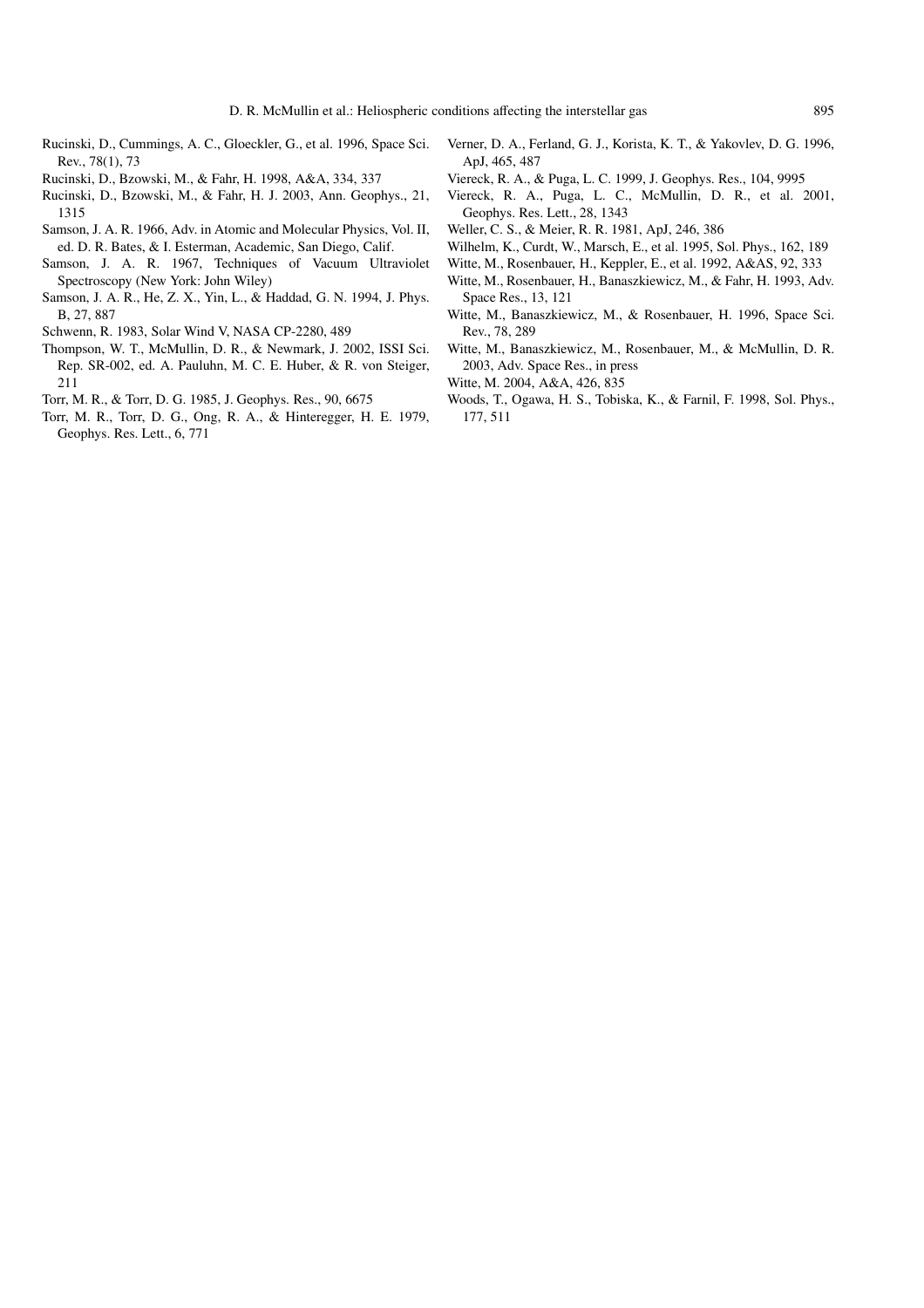Rucinski, D., Cummings, A. C., Gloeckler, G., et al. 1996, Space Sci. Rev., 78(1), 73

Rucinski, D., Bzowski, M., & Fahr, H. 1998, A&A, 334, 337

Rucinski, D., Bzowski, M., & Fahr, H. J. 2003, Ann. Geophys., 21, 1315

Samson, J. A. R. 1966, Adv. in Atomic and Molecular Physics, Vol. II, ed. D. R. Bates, & I. Esterman, Academic, San Diego, Calif.

Samson, J. A. R. 1967, Techniques of Vacuum Ultraviolet Spectroscopy (New York: John Wiley)

Samson, J. A. R., He, Z. X., Yin, L., & Haddad, G. N. 1994, J. Phys. B, 27, 887

Schwenn, R. 1983, Solar Wind V, NASA CP-2280, 489

Thompson, W. T., McMullin, D. R., & Newmark, J. 2002, ISSI Sci. Rep. SR-002, ed. A. Pauluhn, M. C. E. Huber, & R. von Steiger, 211

Torr, M. R., & Torr, D. G. 1985, J. Geophys. Res., 90, 6675

Torr, M. R., Torr, D. G., Ong, R. A., & Hinteregger, H. E. 1979, Geophys. Res. Lett., 6, 771

Verner, D. A., Ferland, G. J., Korista, K. T., & Yakovlev, D. G. 1996, ApJ, 465, 487

Viereck, R. A., & Puga, L. C. 1999, J. Geophys. Res., 104, 9995

Viereck, R. A., Puga, L. C., McMullin, D. R., et al. 2001, Geophys. Res. Lett., 28, 1343

Weller, C. S., & Meier, R. R. 1981, ApJ, 246, 386

Wilhelm, K., Curdt, W., Marsch, E., et al. 1995, Sol. Phys., 162, 189

Witte, M., Rosenbauer, H., Keppler, E., et al. 1992, A&AS, 92, 333

Witte, M., Rosenbauer, H., Banaszkiewicz, M., & Fahr, H. 1993, Adv. Space Res., 13, 121

Witte, M., Banaszkiewicz, M., & Rosenbauer, H. 1996, Space Sci. Rev., 78, 289

Witte, M., Banaszkiewicz, M., Rosenbauer, M., & McMullin, D. R. 2003, Adv. Space Res., in press

Witte, M. 2004, A&A, 426, 835

Woods, T., Ogawa, H. S., Tobiska, K., & Farnil, F. 1998, Sol. Phys., 177, 511